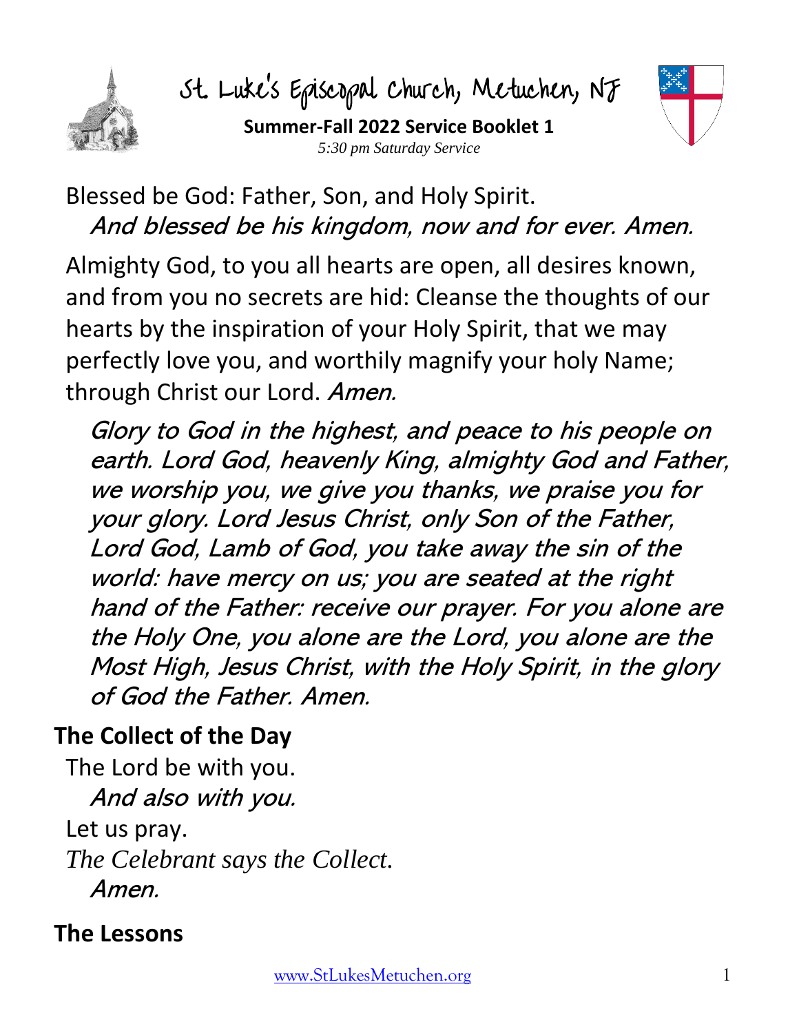# St. Luke's Episcopal Church, Metuchen, NJ

**Summer-Fall 2022 Service Booklet 1**

*5:30 pm Saturday Service*

Blessed be God: Father, Son, and Holy Spirit.

*And blessed be his kingdom, now and for ever. Amen.*

Almighty God, to you all hearts are open, all desires known, and from you no secrets are hid: Cleanse the thoughts of our hearts by the inspiration of your Holy Spirit, that we may perfectly love you, and worthily magnify your holy Name; through Christ our Lord. *Amen.*

*Glory to God in the highest, and peace to his people on earth. Lord God, heavenly King, almighty God and Father, we worship you, we give you thanks, we praise you for your glory. Lord Jesus Christ, only Son of the Father, Lord God, Lamb of God, you take away the sin of the world: have mercy on us; you are seated at the right hand of the Father: receive our prayer. For you alone are the Holy One, you alone are the Lord, you alone are the Most High, Jesus Christ, with the Holy Spirit, in the glory of God the Father. Amen.*

## The Collect of the Day

The Lord be with you.

*And also with you.*

Let us pray.

*The Celebrant says the Collect.*

*Amen.*

## The Lessons

www.StLukesMetuchen.org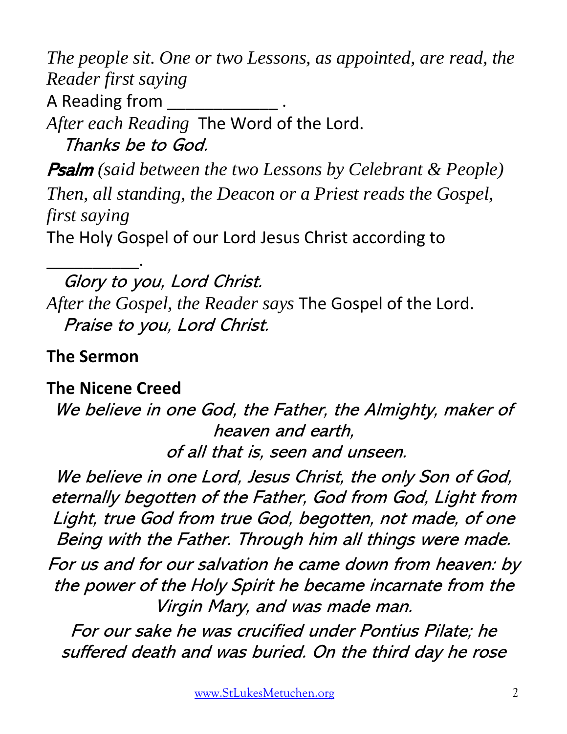*The people sit. One or two Lessons, as appointed, are read, the Reader first saying*

A Reading from ____________ .

*After each Reading* The Word of the Lord.

*Thanks be to God.*

***Psalm*** *(said between the two Lessons by Celebrant & People)*

*Then, all standing, the Deacon or a Priest reads the Gospel, first saying*

The Holy Gospel of our Lord Jesus Christ according to __________.

*Glory to you, Lord Christ.*

*After the Gospel, the Reader says* The Gospel of the Lord.

*Praise to you, Lord Christ.*

**The Sermon**

**The Nicene Creed**

*We believe in one God, the Father, the Almighty, maker of heaven and earth,*
*of all that is, seen and unseen.*

*We believe in one Lord, Jesus Christ, the only Son of God, eternally begotten of the Father, God from God, Light from Light, true God from true God, begotten, not made, of one Being with the Father. Through him all things were made.*

*For us and for our salvation he came down from heaven: by the power of the Holy Spirit he became incarnate from the Virgin Mary, and was made man.*

*For our sake he was crucified under Pontius Pilate; he suffered death and was buried. On the third day he rose*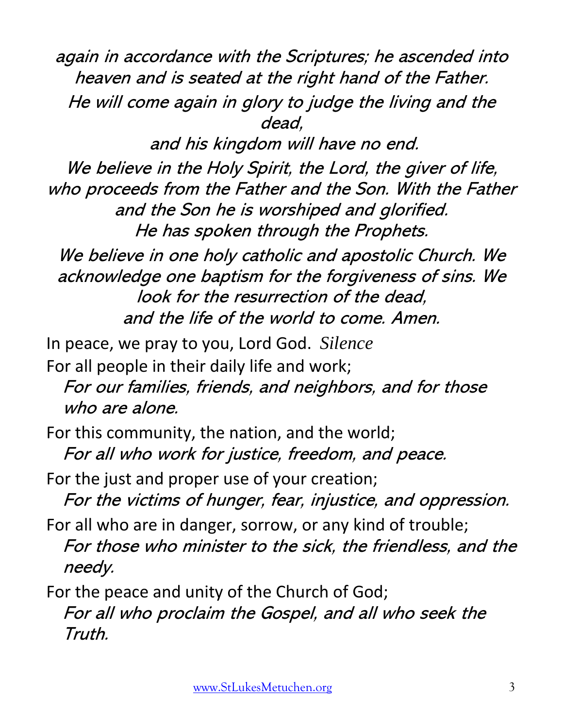*again in accordance with the Scriptures; he ascended into heaven and is seated at the right hand of the Father.*

*He will come again in glory to judge the living and the dead,*

*and his kingdom will have no end.*

*We believe in the Holy Spirit, the Lord, the giver of life, who proceeds from the Father and the Son. With the Father and the Son he is worshiped and glorified.*

*He has spoken through the Prophets.*

*We believe in one holy catholic and apostolic Church. We acknowledge one baptism for the forgiveness of sins. We look for the resurrection of the dead,*

*and the life of the world to come. Amen.*

In peace, we pray to you, Lord God. *Silence*

For all people in their daily life and work;

*For our families, friends, and neighbors, and for those who are alone.*

For this community, the nation, and the world;

*For all who work for justice, freedom, and peace.*

For the just and proper use of your creation;

*For the victims of hunger, fear, injustice, and oppression.*

For all who are in danger, sorrow, or any kind of trouble;

*For those who minister to the sick, the friendless, and the needy.*

For the peace and unity of the Church of God;

*For all who proclaim the Gospel, and all who seek the Truth.*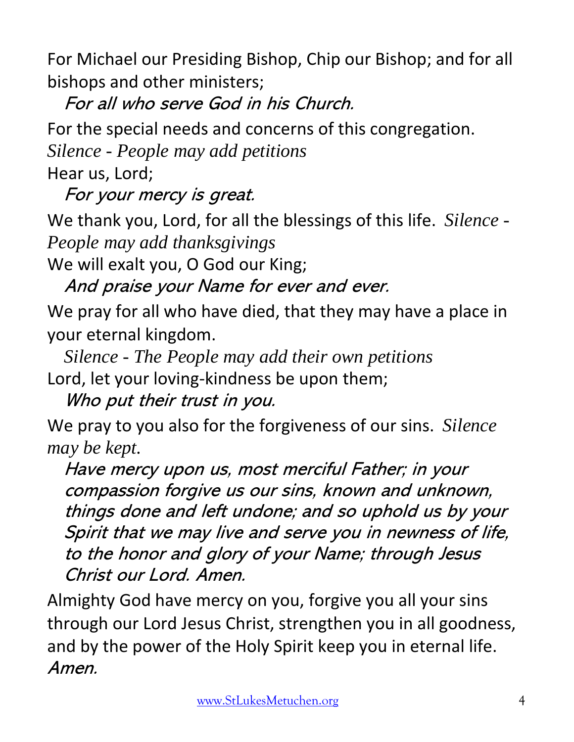For Michael our Presiding Bishop, Chip our Bishop; and for all bishops and other ministers;

*For all who serve God in his Church.*

For the special needs and concerns of this congregation.

*Silence - People may add petitions*

Hear us, Lord;

*For your mercy is great.*

We thank you, Lord, for all the blessings of this life. *Silence - People may add thanksgivings*

We will exalt you, O God our King;

*And praise your Name for ever and ever.*

We pray for all who have died, that they may have a place in your eternal kingdom.

*Silence - The People may add their own petitions*

Lord, let your loving-kindness be upon them;

*Who put their trust in you.*

We pray to you also for the forgiveness of our sins. *Silence may be kept.*

*Have mercy upon us, most merciful Father; in your compassion forgive us our sins, known and unknown, things done and left undone; and so uphold us by your Spirit that we may live and serve you in newness of life, to the honor and glory of your Name; through Jesus Christ our Lord. Amen.*

Almighty God have mercy on you, forgive you all your sins through our Lord Jesus Christ, strengthen you in all goodness, and by the power of the Holy Spirit keep you in eternal life. *Amen.*

www.StLukesMetuchen.org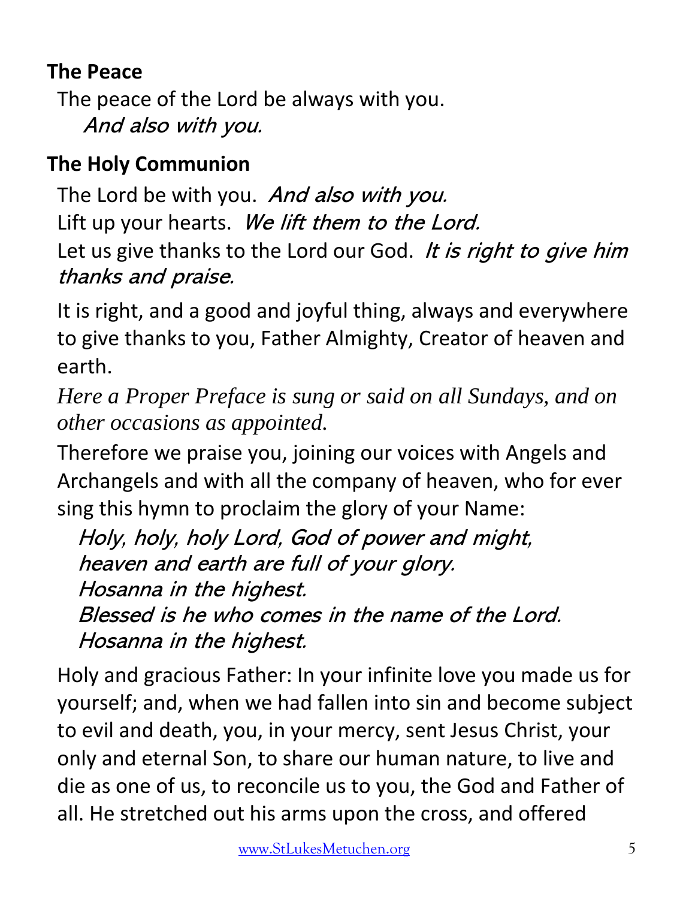**The Peace**

The peace of the Lord be always with you.
*And also with you.*

**The Holy Communion**

The Lord be with you. *And also with you.*
Lift up your hearts. *We lift them to the Lord.*
Let us give thanks to the Lord our God. *It is right to give him thanks and praise.*

It is right, and a good and joyful thing, always and everywhere to give thanks to you, Father Almighty, Creator of heaven and earth.

*Here a Proper Preface is sung or said on all Sundays, and on other occasions as appointed.*

Therefore we praise you, joining our voices with Angels and Archangels and with all the company of heaven, who for ever sing this hymn to proclaim the glory of your Name:

*Holy, holy, holy Lord, God of power and might,*
*heaven and earth are full of your glory.*
*Hosanna in the highest.*
*Blessed is he who comes in the name of the Lord.*
*Hosanna in the highest.*

Holy and gracious Father: In your infinite love you made us for yourself; and, when we had fallen into sin and become subject to evil and death, you, in your mercy, sent Jesus Christ, your only and eternal Son, to share our human nature, to live and die as one of us, to reconcile us to you, the God and Father of all. He stretched out his arms upon the cross, and offered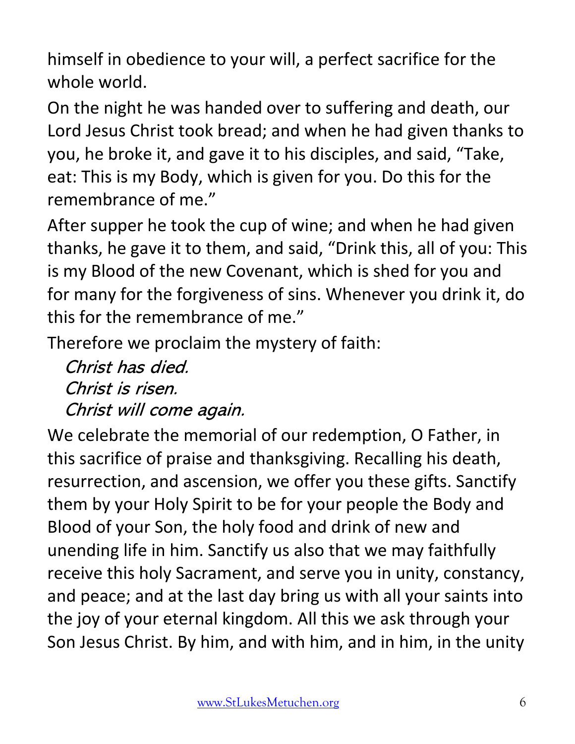himself in obedience to your will, a perfect sacrifice for the whole world.

On the night he was handed over to suffering and death, our Lord Jesus Christ took bread; and when he had given thanks to you, he broke it, and gave it to his disciples, and said, “Take, eat: This is my Body, which is given for you. Do this for the remembrance of me.”

After supper he took the cup of wine; and when he had given thanks, he gave it to them, and said, “Drink this, all of you: This is my Blood of the new Covenant, which is shed for you and for many for the forgiveness of sins. Whenever you drink it, do this for the remembrance of me.”

Therefore we proclaim the mystery of faith:

*Christ has died.*
*Christ is risen.*
*Christ will come again.*

We celebrate the memorial of our redemption, O Father, in this sacrifice of praise and thanksgiving. Recalling his death, resurrection, and ascension, we offer you these gifts. Sanctify them by your Holy Spirit to be for your people the Body and Blood of your Son, the holy food and drink of new and unending life in him. Sanctify us also that we may faithfully receive this holy Sacrament, and serve you in unity, constancy, and peace; and at the last day bring us with all your saints into the joy of your eternal kingdom. All this we ask through your Son Jesus Christ. By him, and with him, and in him, in the unity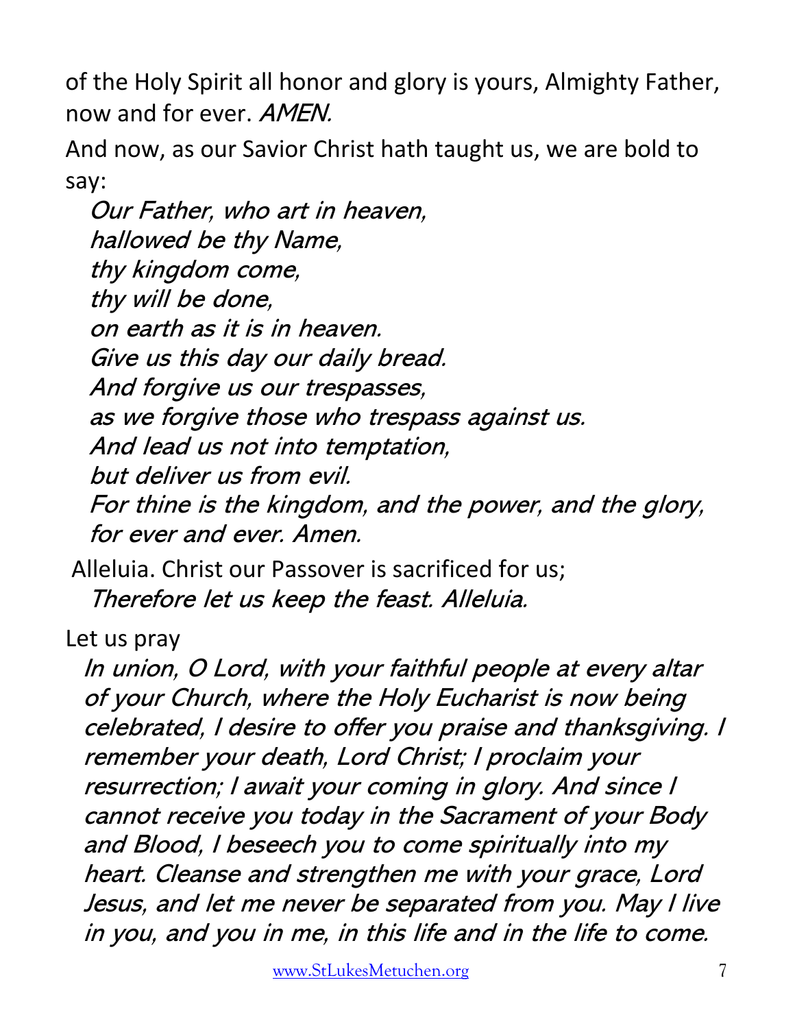of the Holy Spirit all honor and glory is yours, Almighty Father, now and for ever. *AMEN.*

And now, as our Savior Christ hath taught us, we are bold to say:

*Our Father, who art in heaven,*
*hallowed be thy Name,*
*thy kingdom come,*
*thy will be done,*
*on earth as it is in heaven.*
*Give us this day our daily bread.*
*And forgive us our trespasses,*
*as we forgive those who trespass against us.*
*And lead us not into temptation,*
*but deliver us from evil.*
*For thine is the kingdom, and the power, and the glory,*
*for ever and ever. Amen.*

Alleluia. Christ our Passover is sacrificed for us;
*Therefore let us keep the feast. Alleluia.*

Let us pray

*In union, O Lord, with your faithful people at every altar of your Church, where the Holy Eucharist is now being celebrated, I desire to offer you praise and thanksgiving. I remember your death, Lord Christ; I proclaim your resurrection; I await your coming in glory. And since I cannot receive you today in the Sacrament of your Body and Blood, I beseech you to come spiritually into my heart. Cleanse and strengthen me with your grace, Lord Jesus, and let me never be separated from you. May I live in you, and you in me, in this life and in the life to come.*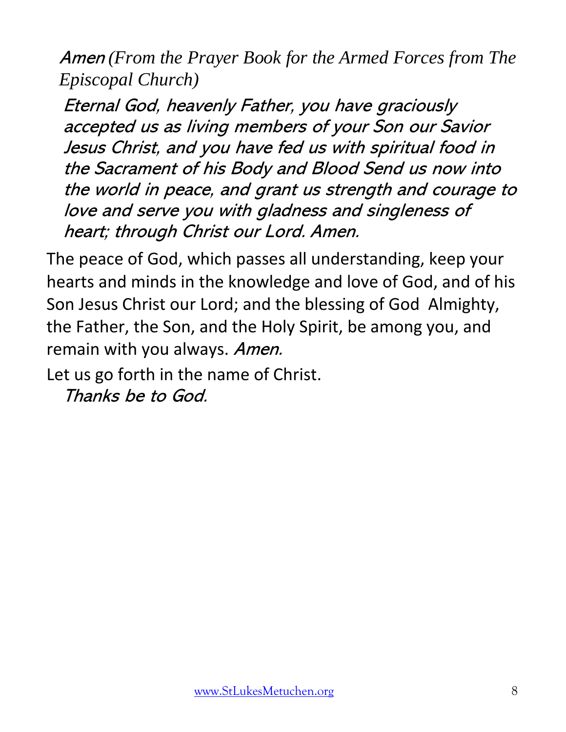*Amen* *(From the Prayer Book for the Armed Forces from The Episcopal Church)*

*Eternal God, heavenly Father, you have graciously accepted us as living members of your Son our Savior Jesus Christ, and you have fed us with spiritual food in the Sacrament of his Body and Blood Send us now into the world in peace, and grant us strength and courage to love and serve you with gladness and singleness of heart; through Christ our Lord. Amen.*

The peace of God, which passes all understanding, keep your hearts and minds in the knowledge and love of God, and of his Son Jesus Christ our Lord; and the blessing of God Almighty, the Father, the Son, and the Holy Spirit, be among you, and remain with you always. *Amen.*

Let us go forth in the name of Christ.

*Thanks be to God.*

www.StLukesMetuchen.org